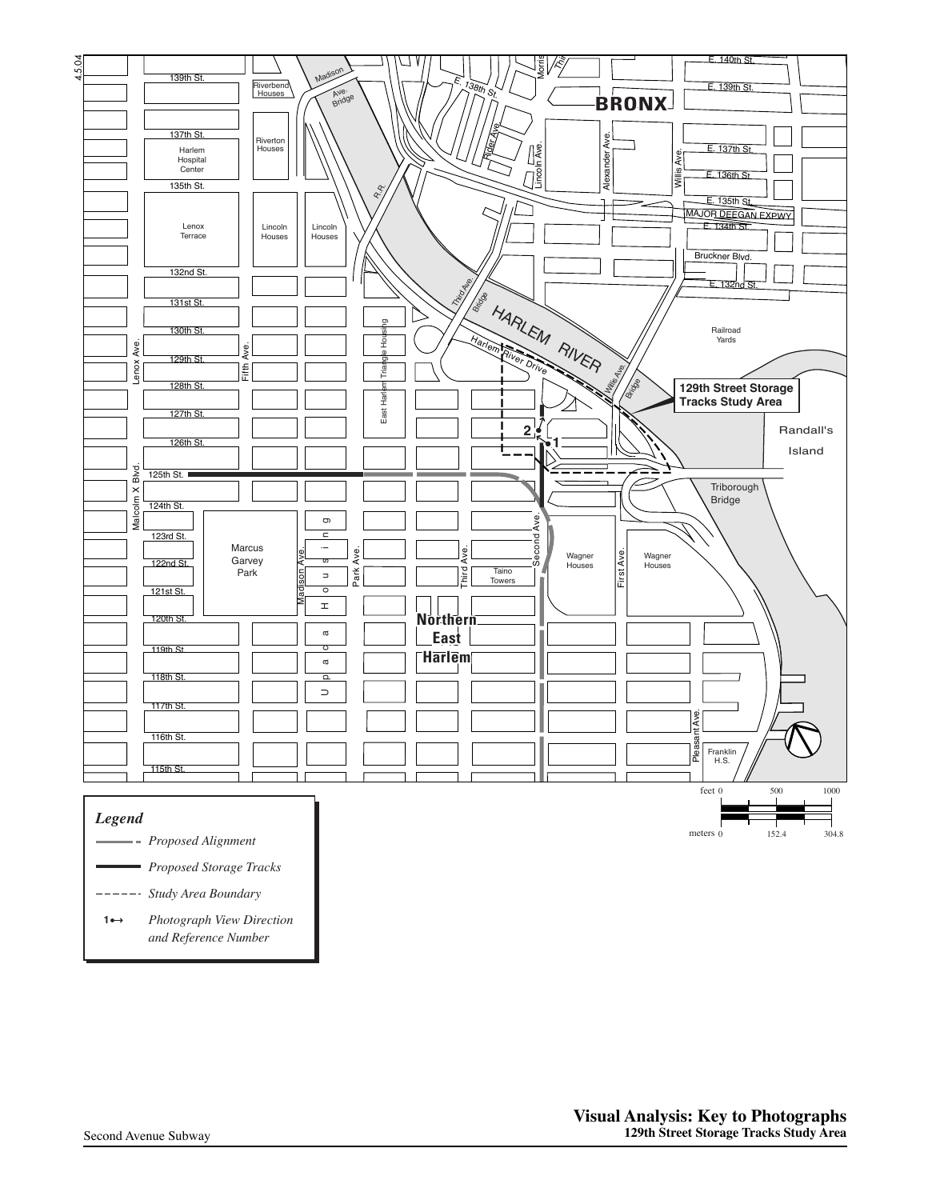# Visual Analysis: Key to Photographs

## 129th Street Storage Tracks Study Area

### Legend

- Proposed Alignment
- Proposed Storage Tracks
- Study Area Boundary
- 1↔ Photograph View Direction and Reference Number

129th Street Storage Tracks Study Area

feet 0 500 1000

meters 0 152.4 304.8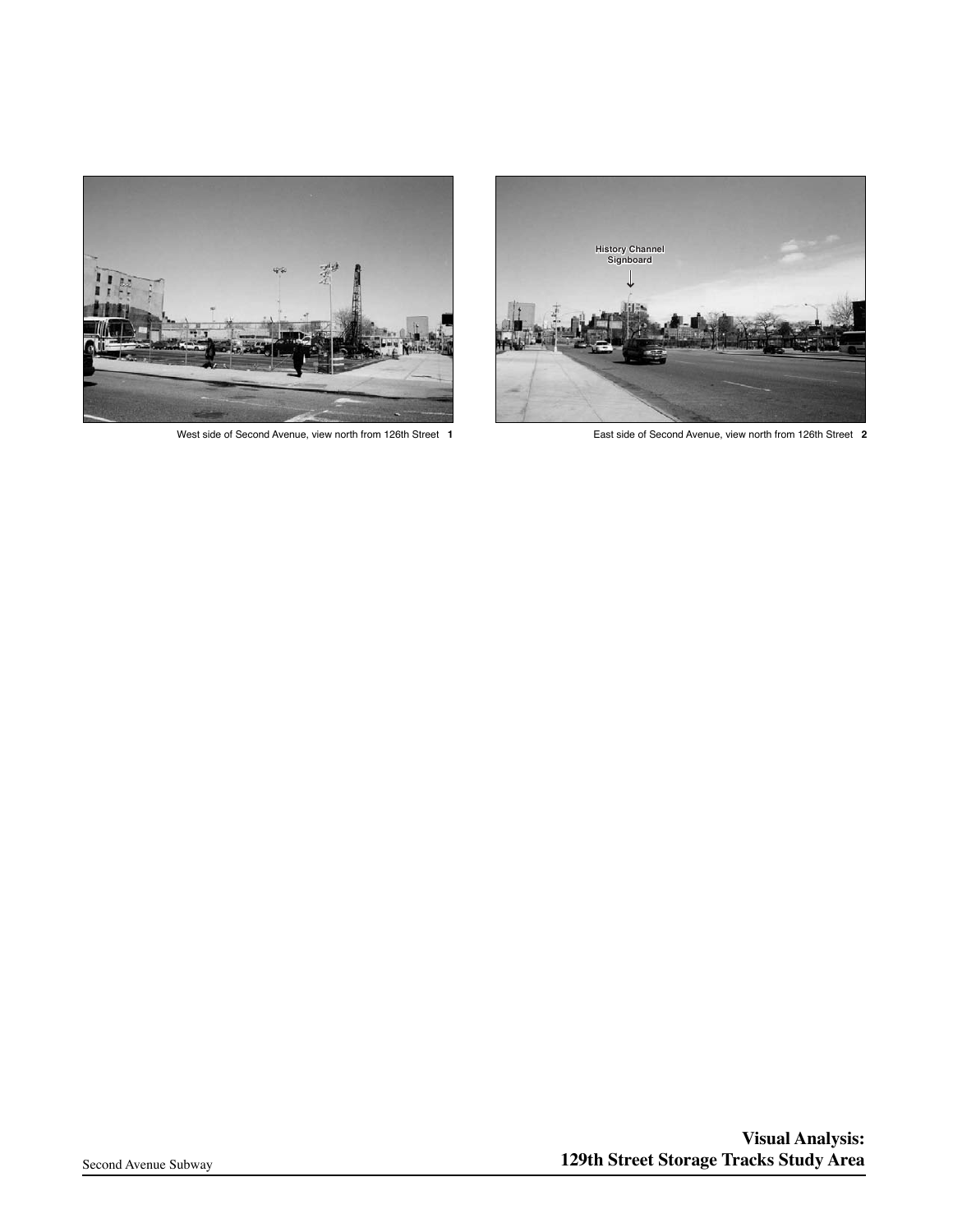West side of Second Avenue, view north from 126th Street **1**

History Channel Signboard

East side of Second Avenue, view north from 126th Street **2**

**Visual Analysis: 129th Street Storage Tracks Study Area**